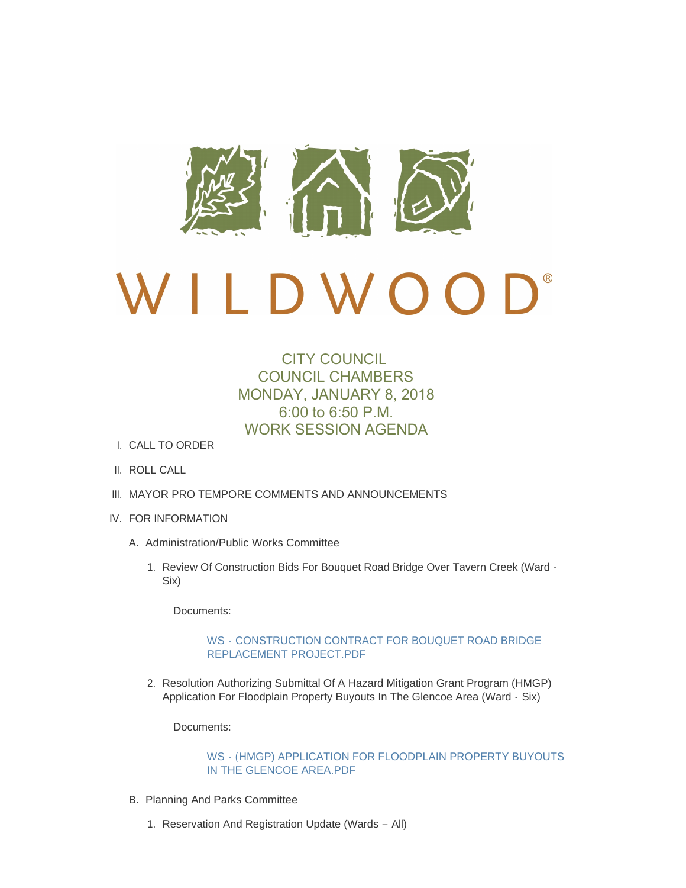# WILDWOOD®

## CITY COUNCIL
## COUNCIL CHAMBERS
## MONDAY, JANUARY 8, 2018
## 6:00 to 6:50 P.M.
## WORK SESSION AGENDA

I. CALL TO ORDER

II. ROLL CALL

III. MAYOR PRO TEMPORE COMMENTS AND ANNOUNCEMENTS

IV. FOR INFORMATION

A. Administration/Public Works Committee

1. Review Of Construction Bids For Bouquet Road Bridge Over Tavern Creek (Ward - Six)

   Documents:

   WS - CONSTRUCTION CONTRACT FOR BOUQUET ROAD BRIDGE REPLACEMENT PROJECT.PDF

2. Resolution Authorizing Submittal Of A Hazard Mitigation Grant Program (HMGP) Application For Floodplain Property Buyouts In The Glencoe Area (Ward - Six)

   Documents:

   WS - (HMGP) APPLICATION FOR FLOODPLAIN PROPERTY BUYOUTS IN THE GLENCOE AREA.PDF

B. Planning And Parks Committee

1. Reservation And Registration Update (Wards – All)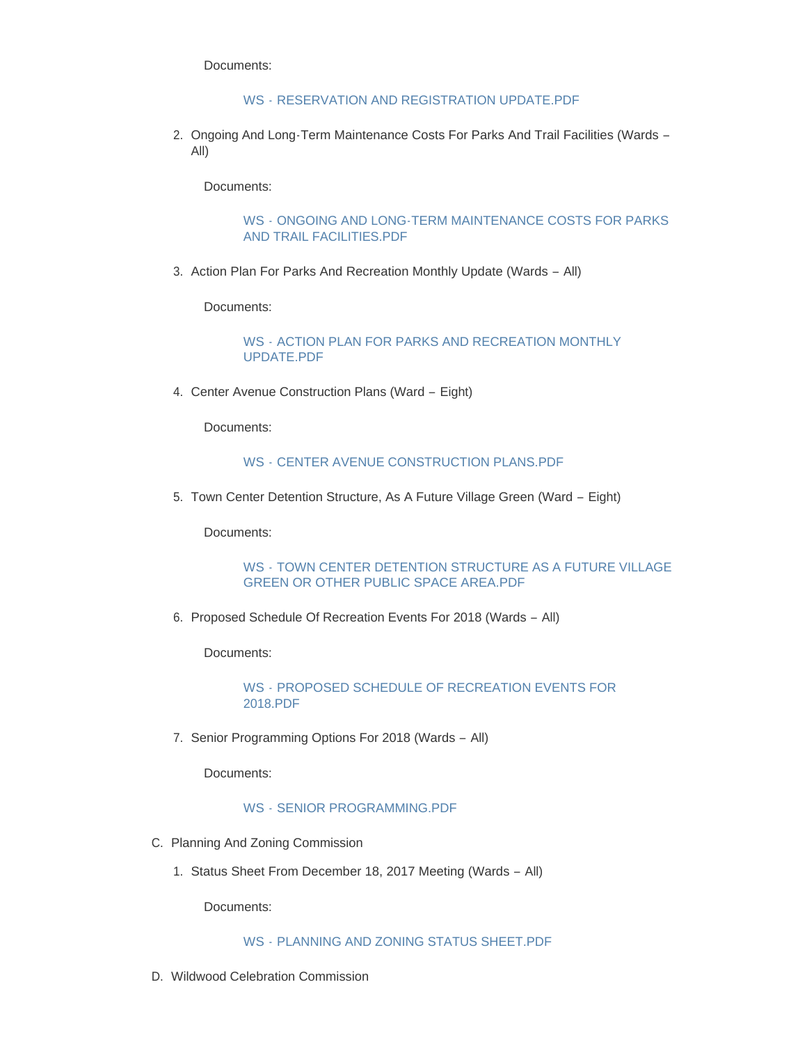Documents:

WS - RESERVATION AND REGISTRATION UPDATE.PDF

2. Ongoing And Long-Term Maintenance Costs For Parks And Trail Facilities (Wards – All)

   Documents:

   WS - ONGOING AND LONG-TERM MAINTENANCE COSTS FOR PARKS AND TRAIL FACILITIES.PDF

3. Action Plan For Parks And Recreation Monthly Update (Wards – All)

   Documents:

   WS - ACTION PLAN FOR PARKS AND RECREATION MONTHLY UPDATE.PDF

4. Center Avenue Construction Plans (Ward – Eight)

   Documents:

   WS - CENTER AVENUE CONSTRUCTION PLANS.PDF

5. Town Center Detention Structure, As A Future Village Green (Ward – Eight)

   Documents:

   WS - TOWN CENTER DETENTION STRUCTURE AS A FUTURE VILLAGE GREEN OR OTHER PUBLIC SPACE AREA.PDF

6. Proposed Schedule Of Recreation Events For 2018 (Wards – All)

   Documents:

   WS - PROPOSED SCHEDULE OF RECREATION EVENTS FOR 2018.PDF

7. Senior Programming Options For 2018 (Wards – All)

   Documents:

   WS - SENIOR PROGRAMMING.PDF

C. Planning And Zoning Commission

1. Status Sheet From December 18, 2017 Meeting (Wards – All)

   Documents:

   WS - PLANNING AND ZONING STATUS SHEET.PDF

D. Wildwood Celebration Commission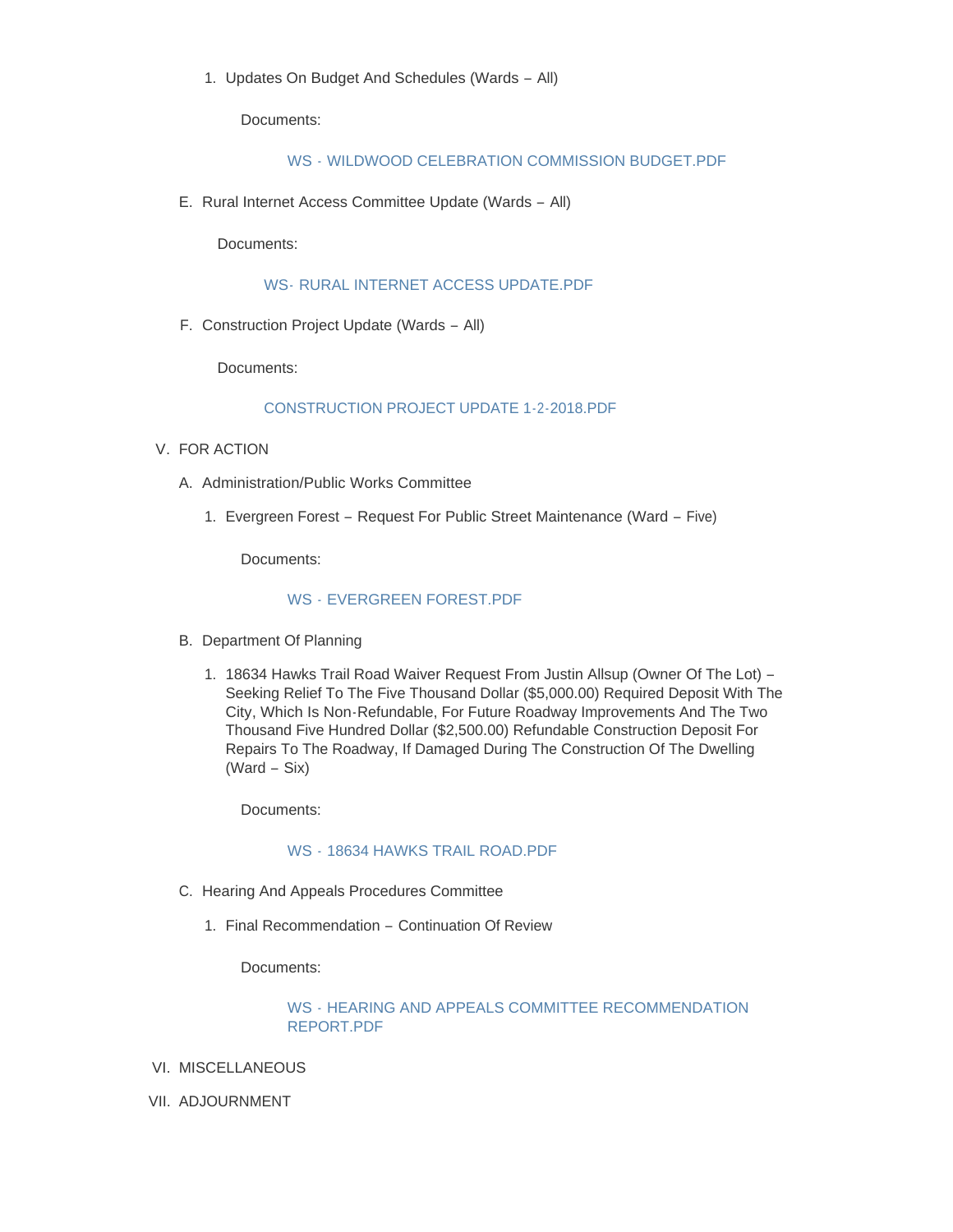1. Updates On Budget And Schedules (Wards – All)

   Documents:

   WS - WILDWOOD CELEBRATION COMMISSION BUDGET.PDF

E. Rural Internet Access Committee Update (Wards – All)

   Documents:

   WS- RURAL INTERNET ACCESS UPDATE.PDF

F. Construction Project Update (Wards – All)

   Documents:

   CONSTRUCTION PROJECT UPDATE 1-2-2018.PDF

V. FOR ACTION

   A. Administration/Public Works Committee

      1. Evergreen Forest – Request For Public Street Maintenance (Ward – Five)

         Documents:

         WS - EVERGREEN FOREST.PDF

   B. Department Of Planning

      1. 18634 Hawks Trail Road Waiver Request From Justin Allsup (Owner Of The Lot) – Seeking Relief To The Five Thousand Dollar ($5,000.00) Required Deposit With The City, Which Is Non-Refundable, For Future Roadway Improvements And The Two Thousand Five Hundred Dollar ($2,500.00) Refundable Construction Deposit For Repairs To The Roadway, If Damaged During The Construction Of The Dwelling (Ward – Six)

         Documents:

         WS - 18634 HAWKS TRAIL ROAD.PDF

   C. Hearing And Appeals Procedures Committee

      1. Final Recommendation – Continuation Of Review

         Documents:

         WS - HEARING AND APPEALS COMMITTEE RECOMMENDATION REPORT.PDF

VI. MISCELLANEOUS

VII. ADJOURNMENT